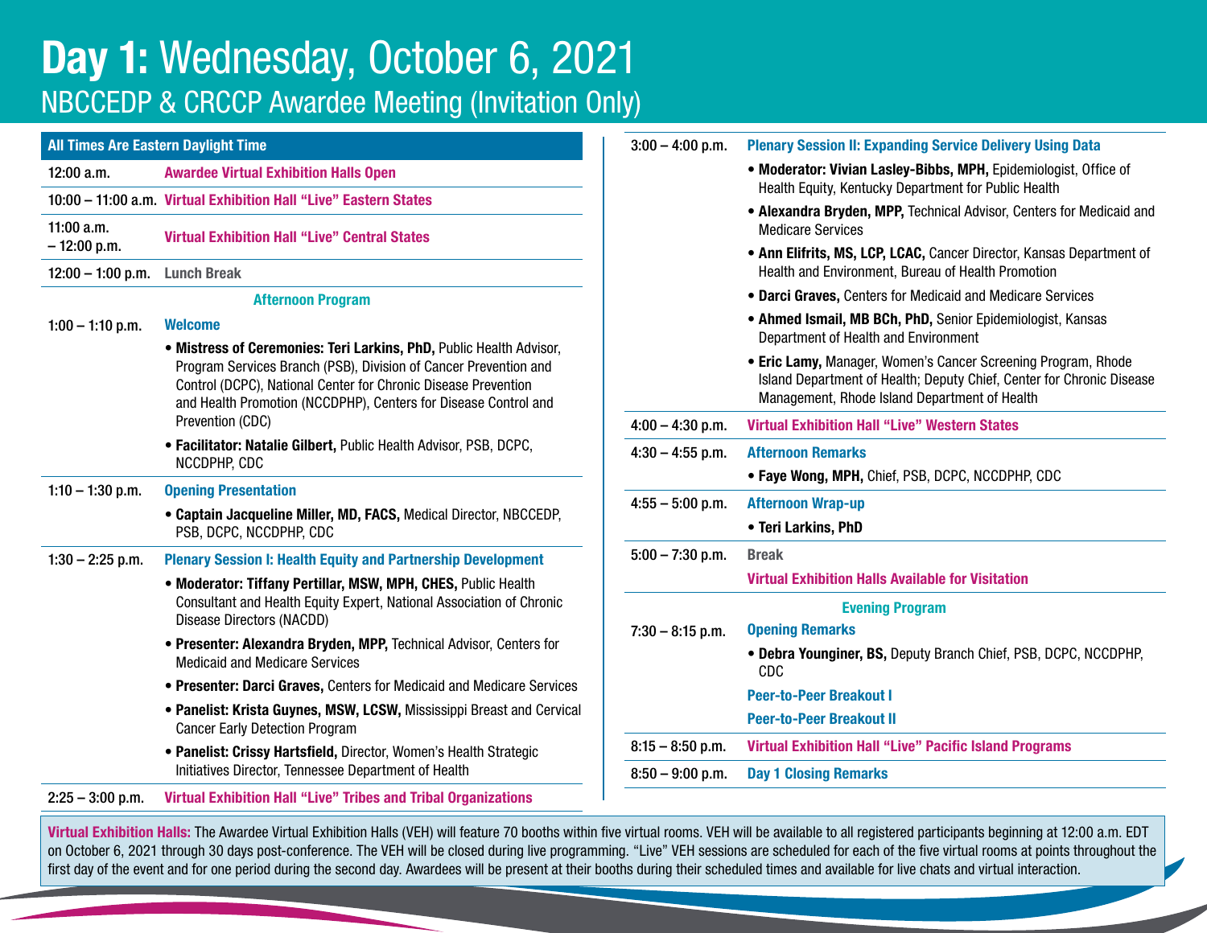# **Day 1:** Wednesday, October 6, 2021

## NBCCEDP & CRCCP Awardee Meeting (Invitation Only)

**All Times Are Eastern Daylight Time**

| Time | Session |
|---|---|
| 12:00 a.m. | **Awardee Virtual Exhibition Halls Open** |
| 10:00 – 11:00 a.m. | **Virtual Exhibition Hall "Live" Eastern States** |
| 11:00 a.m. – 12:00 p.m. | **Virtual Exhibition Hall "Live" Central States** |
| 12:00 – 1:00 p.m. | **Lunch Break** |

### Afternoon Program

**1:00 – 1:10 p.m. Welcome**

- **Mistress of Ceremonies: Teri Larkins, PhD,** Public Health Advisor, Program Services Branch (PSB), Division of Cancer Prevention and Control (DCPC), National Center for Chronic Disease Prevention and Health Promotion (NCCDPHP), Centers for Disease Control and Prevention (CDC)
- **Facilitator: Natalie Gilbert,** Public Health Advisor, PSB, DCPC, NCCDPHP, CDC

**1:10 – 1:30 p.m. Opening Presentation**

- **Captain Jacqueline Miller, MD, FACS,** Medical Director, NBCCEDP, PSB, DCPC, NCCDPHP, CDC

**1:30 – 2:25 p.m. Plenary Session I: Health Equity and Partnership Development**

- **Moderator: Tiffany Pertillar, MSW, MPH, CHES,** Public Health Consultant and Health Equity Expert, National Association of Chronic Disease Directors (NACDD)
- **Presenter: Alexandra Bryden, MPP,** Technical Advisor, Centers for Medicaid and Medicare Services
- **Presenter: Darci Graves,** Centers for Medicaid and Medicare Services
- **Panelist: Krista Guynes, MSW, LCSW,** Mississippi Breast and Cervical Cancer Early Detection Program
- **Panelist: Crissy Hartsfield,** Director, Women's Health Strategic Initiatives Director, Tennessee Department of Health

**2:25 – 3:00 p.m. Virtual Exhibition Hall "Live" Tribes and Tribal Organizations**

**3:00 – 4:00 p.m. Plenary Session II: Expanding Service Delivery Using Data**

- **Moderator: Vivian Lasley-Bibbs, MPH,** Epidemiologist, Office of Health Equity, Kentucky Department for Public Health
- **Alexandra Bryden, MPP,** Technical Advisor, Centers for Medicaid and Medicare Services
- **Ann Elifrits, MS, LCP, LCAC,** Cancer Director, Kansas Department of Health and Environment, Bureau of Health Promotion
- **Darci Graves,** Centers for Medicaid and Medicare Services
- **Ahmed Ismail, MB BCh, PhD,** Senior Epidemiologist, Kansas Department of Health and Environment
- **Eric Lamy,** Manager, Women's Cancer Screening Program, Rhode Island Department of Health; Deputy Chief, Center for Chronic Disease Management, Rhode Island Department of Health

**4:00 – 4:30 p.m. Virtual Exhibition Hall "Live" Western States**

**4:30 – 4:55 p.m. Afternoon Remarks**

- **Faye Wong, MPH,** Chief, PSB, DCPC, NCCDPHP, CDC

**4:55 – 5:00 p.m. Afternoon Wrap-up**

- **Teri Larkins, PhD**

**5:00 – 7:30 p.m. Break**

**Virtual Exhibition Halls Available for Visitation**

### Evening Program

**7:30 – 8:15 p.m. Opening Remarks**

- **Debra Younginer, BS,** Deputy Branch Chief, PSB, DCPC, NCCDPHP, CDC

**Peer-to-Peer Breakout I**

**Peer-to-Peer Breakout II**

**8:15 – 8:50 p.m. Virtual Exhibition Hall "Live" Pacific Island Programs**

**8:50 – 9:00 p.m. Day 1 Closing Remarks**

**Virtual Exhibition Halls:** The Awardee Virtual Exhibition Halls (VEH) will feature 70 booths within five virtual rooms. VEH will be available to all registered participants beginning at 12:00 a.m. EDT on October 6, 2021 through 30 days post-conference. The VEH will be closed during live programming. "Live" VEH sessions are scheduled for each of the five virtual rooms at points throughout the first day of the event and for one period during the second day. Awardees will be present at their booths during their scheduled times and available for live chats and virtual interaction.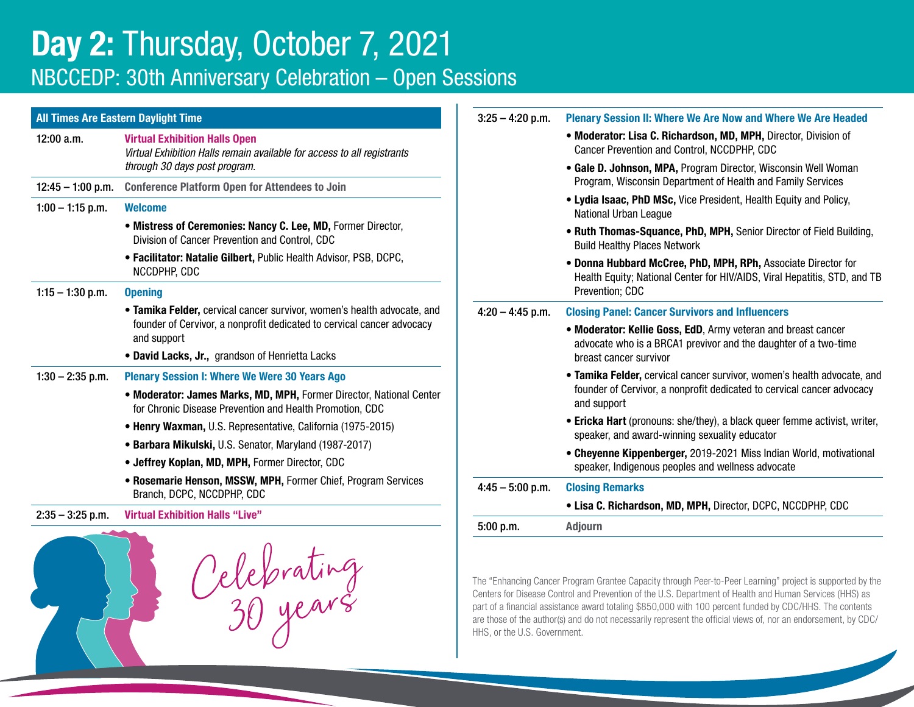# **Day 2:** Thursday, October 7, 2021

## NBCCEDP: 30th Anniversary Celebration – Open Sessions

| All Times Are Eastern Daylight Time | |
|---|---|
| 12:00 a.m. | **Virtual Exhibition Halls Open**<br>*Virtual Exhibition Halls remain available for access to all registrants through 30 days post program.* |
| 12:45 – 1:00 p.m. | **Conference Platform Open for Attendees to Join** |
| 1:00 – 1:15 p.m. | **Welcome**<br>• **Mistress of Ceremonies: Nancy C. Lee, MD,** Former Director, Division of Cancer Prevention and Control, CDC<br>• **Facilitator: Natalie Gilbert,** Public Health Advisor, PSB, DCPC, NCCDPHP, CDC |
| 1:15 – 1:30 p.m. | **Opening**<br>• **Tamika Felder,** cervical cancer survivor, women's health advocate, and founder of Cervivor, a nonprofit dedicated to cervical cancer advocacy and support<br>• **David Lacks, Jr.,** grandson of Henrietta Lacks |
| 1:30 – 2:35 p.m. | **Plenary Session I: Where We Were 30 Years Ago**<br>• **Moderator: James Marks, MD, MPH,** Former Director, National Center for Chronic Disease Prevention and Health Promotion, CDC<br>• **Henry Waxman,** U.S. Representative, California (1975-2015)<br>• **Barbara Mikulski,** U.S. Senator, Maryland (1987-2017)<br>• **Jeffrey Koplan, MD, MPH,** Former Director, CDC<br>• **Rosemarie Henson, MSSW, MPH,** Former Chief, Program Services Branch, DCPC, NCCDPHP, CDC |
| 2:35 – 3:25 p.m. | **Virtual Exhibition Halls "Live"** |
| 3:25 – 4:20 p.m. | **Plenary Session II: Where We Are Now and Where We Are Headed**<br>• **Moderator: Lisa C. Richardson, MD, MPH,** Director, Division of Cancer Prevention and Control, NCCDPHP, CDC<br>• **Gale D. Johnson, MPA,** Program Director, Wisconsin Well Woman Program, Wisconsin Department of Health and Family Services<br>• **Lydia Isaac, PhD MSc,** Vice President, Health Equity and Policy, National Urban League<br>• **Ruth Thomas-Squance, PhD, MPH,** Senior Director of Field Building, Build Healthy Places Network<br>• **Donna Hubbard McCree, PhD, MPH, RPh,** Associate Director for Health Equity; National Center for HIV/AIDS, Viral Hepatitis, STD, and TB Prevention; CDC |
| 4:20 – 4:45 p.m. | **Closing Panel: Cancer Survivors and Influencers**<br>• **Moderator: Kellie Goss, EdD**, Army veteran and breast cancer advocate who is a BRCA1 previvor and the daughter of a two-time breast cancer survivor<br>• **Tamika Felder,** cervical cancer survivor, women's health advocate, and founder of Cervivor, a nonprofit dedicated to cervical cancer advocacy and support<br>• **Ericka Hart** (pronouns: she/they), a black queer femme activist, writer, speaker, and award-winning sexuality educator<br>• **Cheyenne Kippenberger,** 2019-2021 Miss Indian World, motivational speaker, Indigenous peoples and wellness advocate |
| 4:45 – 5:00 p.m. | **Closing Remarks**<br>• **Lisa C. Richardson, MD, MPH,** Director, DCPC, NCCDPHP, CDC |
| 5:00 p.m. | **Adjourn** |

Celebrating 30 years

The "Enhancing Cancer Program Grantee Capacity through Peer-to-Peer Learning" project is supported by the Centers for Disease Control and Prevention of the U.S. Department of Health and Human Services (HHS) as part of a financial assistance award totaling $850,000 with 100 percent funded by CDC/HHS. The contents are those of the author(s) and do not necessarily represent the official views of, nor an endorsement, by CDC/HHS, or the U.S. Government.